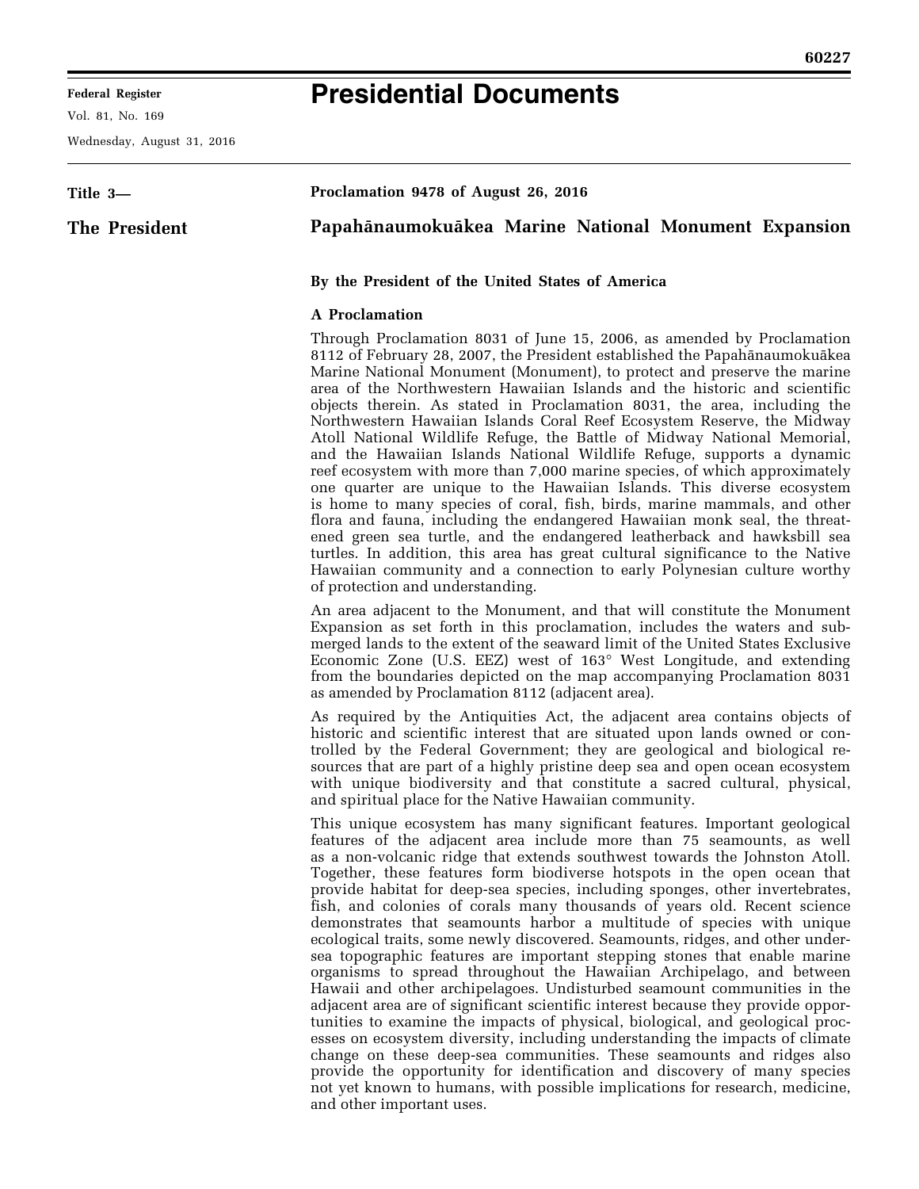# Presidential Documents

**Title 3—**

**The President**

**Proclamation 9478 of August 26, 2016**

## Papahānaumokuākea Marine National Monument Expansion

**By the President of the United States of America**

**A Proclamation**

Through Proclamation 8031 of June 15, 2006, as amended by Proclamation 8112 of February 28, 2007, the President established the Papahānaumokuākea Marine National Monument (Monument), to protect and preserve the marine area of the Northwestern Hawaiian Islands and the historic and scientific objects therein. As stated in Proclamation 8031, the area, including the Northwestern Hawaiian Islands Coral Reef Ecosystem Reserve, the Midway Atoll National Wildlife Refuge, the Battle of Midway National Memorial, and the Hawaiian Islands National Wildlife Refuge, supports a dynamic reef ecosystem with more than 7,000 marine species, of which approximately one quarter are unique to the Hawaiian Islands. This diverse ecosystem is home to many species of coral, fish, birds, marine mammals, and other flora and fauna, including the endangered Hawaiian monk seal, the threatened green sea turtle, and the endangered leatherback and hawksbill sea turtles. In addition, this area has great cultural significance to the Native Hawaiian community and a connection to early Polynesian culture worthy of protection and understanding.

An area adjacent to the Monument, and that will constitute the Monument Expansion as set forth in this proclamation, includes the waters and submerged lands to the extent of the seaward limit of the United States Exclusive Economic Zone (U.S. EEZ) west of 163° West Longitude, and extending from the boundaries depicted on the map accompanying Proclamation 8031 as amended by Proclamation 8112 (adjacent area).

As required by the Antiquities Act, the adjacent area contains objects of historic and scientific interest that are situated upon lands owned or controlled by the Federal Government; they are geological and biological resources that are part of a highly pristine deep sea and open ocean ecosystem with unique biodiversity and that constitute a sacred cultural, physical, and spiritual place for the Native Hawaiian community.

This unique ecosystem has many significant features. Important geological features of the adjacent area include more than 75 seamounts, as well as a non-volcanic ridge that extends southwest towards the Johnston Atoll. Together, these features form biodiverse hotspots in the open ocean that provide habitat for deep-sea species, including sponges, other invertebrates, fish, and colonies of corals many thousands of years old. Recent science demonstrates that seamounts harbor a multitude of species with unique ecological traits, some newly discovered. Seamounts, ridges, and other undersea topographic features are important stepping stones that enable marine organisms to spread throughout the Hawaiian Archipelago, and between Hawaii and other archipelagoes. Undisturbed seamount communities in the adjacent area are of significant scientific interest because they provide opportunities to examine the impacts of physical, biological, and geological processes on ecosystem diversity, including understanding the impacts of climate change on these deep-sea communities. These seamounts and ridges also provide the opportunity for identification and discovery of many species not yet known to humans, with possible implications for research, medicine, and other important uses.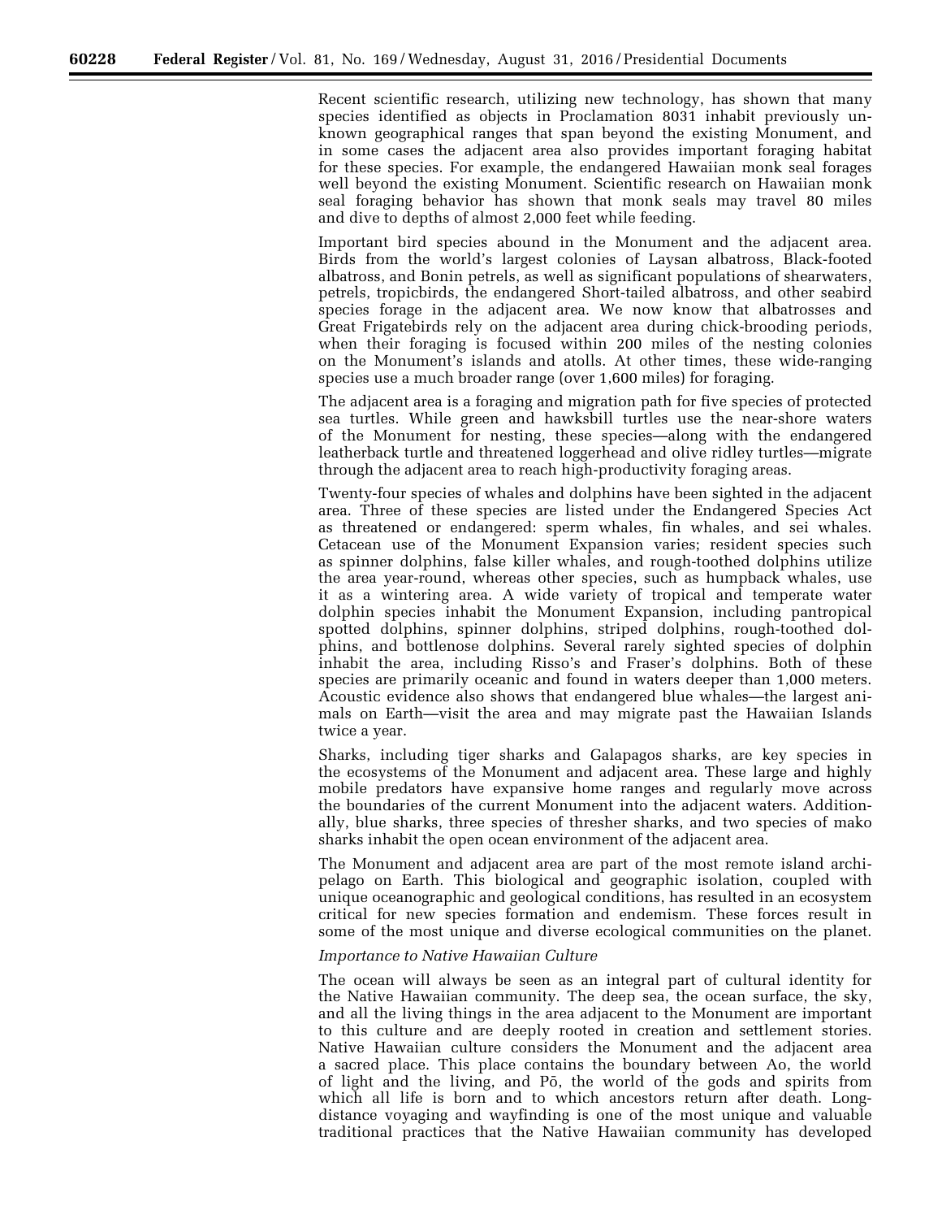Recent scientific research, utilizing new technology, has shown that many species identified as objects in Proclamation 8031 inhabit previously unknown geographical ranges that span beyond the existing Monument, and in some cases the adjacent area also provides important foraging habitat for these species. For example, the endangered Hawaiian monk seal forages well beyond the existing Monument. Scientific research on Hawaiian monk seal foraging behavior has shown that monk seals may travel 80 miles and dive to depths of almost 2,000 feet while feeding.

Important bird species abound in the Monument and the adjacent area. Birds from the world's largest colonies of Laysan albatross, Black-footed albatross, and Bonin petrels, as well as significant populations of shearwaters, petrels, tropicbirds, the endangered Short-tailed albatross, and other seabird species forage in the adjacent area. We now know that albatrosses and Great Frigatebirds rely on the adjacent area during chick-brooding periods, when their foraging is focused within 200 miles of the nesting colonies on the Monument's islands and atolls. At other times, these wide-ranging species use a much broader range (over 1,600 miles) for foraging.

The adjacent area is a foraging and migration path for five species of protected sea turtles. While green and hawksbill turtles use the near-shore waters of the Monument for nesting, these species—along with the endangered leatherback turtle and threatened loggerhead and olive ridley turtles—migrate through the adjacent area to reach high-productivity foraging areas.

Twenty-four species of whales and dolphins have been sighted in the adjacent area. Three of these species are listed under the Endangered Species Act as threatened or endangered: sperm whales, fin whales, and sei whales. Cetacean use of the Monument Expansion varies; resident species such as spinner dolphins, false killer whales, and rough-toothed dolphins utilize the area year-round, whereas other species, such as humpback whales, use it as a wintering area. A wide variety of tropical and temperate water dolphin species inhabit the Monument Expansion, including pantropical spotted dolphins, spinner dolphins, striped dolphins, rough-toothed dolphins, and bottlenose dolphins. Several rarely sighted species of dolphin inhabit the area, including Risso's and Fraser's dolphins. Both of these species are primarily oceanic and found in waters deeper than 1,000 meters. Acoustic evidence also shows that endangered blue whales—the largest animals on Earth—visit the area and may migrate past the Hawaiian Islands twice a year.

Sharks, including tiger sharks and Galapagos sharks, are key species in the ecosystems of the Monument and adjacent area. These large and highly mobile predators have expansive home ranges and regularly move across the boundaries of the current Monument into the adjacent waters. Additionally, blue sharks, three species of thresher sharks, and two species of mako sharks inhabit the open ocean environment of the adjacent area.

The Monument and adjacent area are part of the most remote island archipelago on Earth. This biological and geographic isolation, coupled with unique oceanographic and geological conditions, has resulted in an ecosystem critical for new species formation and endemism. These forces result in some of the most unique and diverse ecological communities on the planet.

*Importance to Native Hawaiian Culture*

The ocean will always be seen as an integral part of cultural identity for the Native Hawaiian community. The deep sea, the ocean surface, the sky, and all the living things in the area adjacent to the Monument are important to this culture and are deeply rooted in creation and settlement stories. Native Hawaiian culture considers the Monument and the adjacent area a sacred place. This place contains the boundary between Ao, the world of light and the living, and Pō, the world of the gods and spirits from which all life is born and to which ancestors return after death. Long-distance voyaging and wayfinding is one of the most unique and valuable traditional practices that the Native Hawaiian community has developed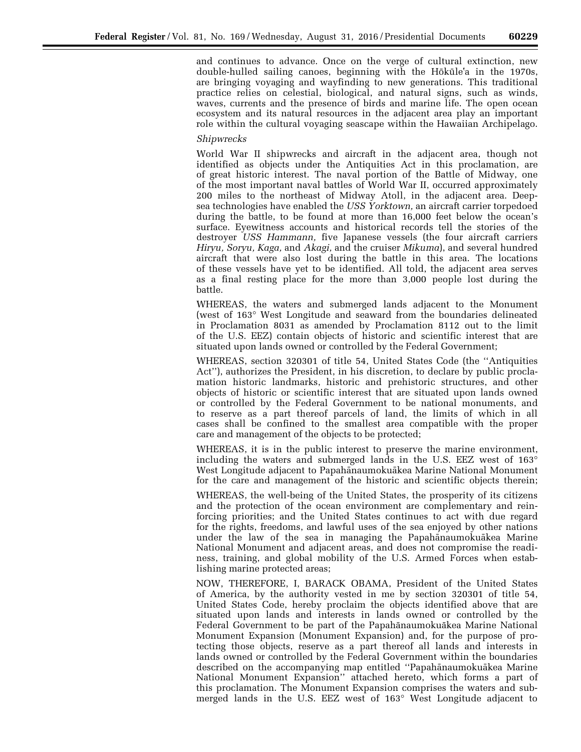and continues to advance. Once on the verge of cultural extinction, new double-hulled sailing canoes, beginning with the Hōkūleʻa in the 1970s, are bringing voyaging and wayfinding to new generations. This traditional practice relies on celestial, biological, and natural signs, such as winds, waves, currents and the presence of birds and marine life. The open ocean ecosystem and its natural resources in the adjacent area play an important role within the cultural voyaging seascape within the Hawaiian Archipelago.

*Shipwrecks*

World War II shipwrecks and aircraft in the adjacent area, though not identified as objects under the Antiquities Act in this proclamation, are of great historic interest. The naval portion of the Battle of Midway, one of the most important naval battles of World War II, occurred approximately 200 miles to the northeast of Midway Atoll, in the adjacent area. Deep-sea technologies have enabled the *USS Yorktown,* an aircraft carrier torpedoed during the battle, to be found at more than 16,000 feet below the ocean's surface. Eyewitness accounts and historical records tell the stories of the destroyer *USS Hammann,* five Japanese vessels (the four aircraft carriers *Hiryu, Soryu, Kaga,* and *Akagi,* and the cruiser *Mikuma*), and several hundred aircraft that were also lost during the battle in this area. The locations of these vessels have yet to be identified. All told, the adjacent area serves as a final resting place for the more than 3,000 people lost during the battle.

WHEREAS, the waters and submerged lands adjacent to the Monument (west of 163° West Longitude and seaward from the boundaries delineated in Proclamation 8031 as amended by Proclamation 8112 out to the limit of the U.S. EEZ) contain objects of historic and scientific interest that are situated upon lands owned or controlled by the Federal Government;

WHEREAS, section 320301 of title 54, United States Code (the ''Antiquities Act''), authorizes the President, in his discretion, to declare by public proclamation historic landmarks, historic and prehistoric structures, and other objects of historic or scientific interest that are situated upon lands owned or controlled by the Federal Government to be national monuments, and to reserve as a part thereof parcels of land, the limits of which in all cases shall be confined to the smallest area compatible with the proper care and management of the objects to be protected;

WHEREAS, it is in the public interest to preserve the marine environment, including the waters and submerged lands in the U.S. EEZ west of 163° West Longitude adjacent to Papahānaumokuākea Marine National Monument for the care and management of the historic and scientific objects therein;

WHEREAS, the well-being of the United States, the prosperity of its citizens and the protection of the ocean environment are complementary and reinforcing priorities; and the United States continues to act with due regard for the rights, freedoms, and lawful uses of the sea enjoyed by other nations under the law of the sea in managing the Papahānaumokuākea Marine National Monument and adjacent areas, and does not compromise the readiness, training, and global mobility of the U.S. Armed Forces when establishing marine protected areas;

NOW, THEREFORE, I, BARACK OBAMA, President of the United States of America, by the authority vested in me by section 320301 of title 54, United States Code, hereby proclaim the objects identified above that are situated upon lands and interests in lands owned or controlled by the Federal Government to be part of the Papahānaumokuākea Marine National Monument Expansion (Monument Expansion) and, for the purpose of protecting those objects, reserve as a part thereof all lands and interests in lands owned or controlled by the Federal Government within the boundaries described on the accompanying map entitled ''Papahānaumokuākea Marine National Monument Expansion'' attached hereto, which forms a part of this proclamation. The Monument Expansion comprises the waters and submerged lands in the U.S. EEZ west of 163° West Longitude adjacent to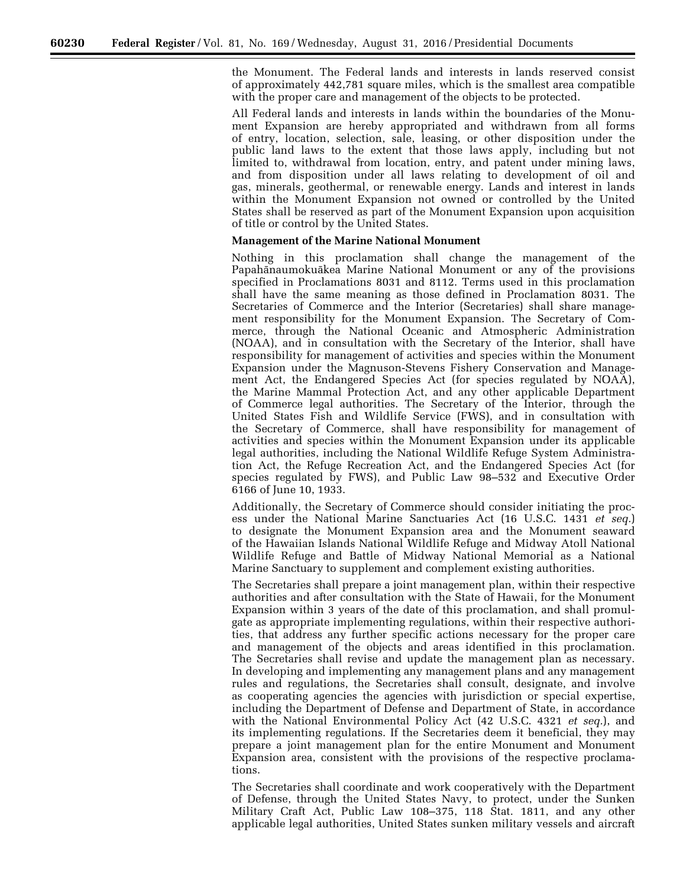the Monument. The Federal lands and interests in lands reserved consist of approximately 442,781 square miles, which is the smallest area compatible with the proper care and management of the objects to be protected.

All Federal lands and interests in lands within the boundaries of the Monument Expansion are hereby appropriated and withdrawn from all forms of entry, location, selection, sale, leasing, or other disposition under the public land laws to the extent that those laws apply, including but not limited to, withdrawal from location, entry, and patent under mining laws, and from disposition under all laws relating to development of oil and gas, minerals, geothermal, or renewable energy. Lands and interest in lands within the Monument Expansion not owned or controlled by the United States shall be reserved as part of the Monument Expansion upon acquisition of title or control by the United States.

**Management of the Marine National Monument**

Nothing in this proclamation shall change the management of the Papahānaumokuākea Marine National Monument or any of the provisions specified in Proclamations 8031 and 8112. Terms used in this proclamation shall have the same meaning as those defined in Proclamation 8031. The Secretaries of Commerce and the Interior (Secretaries) shall share management responsibility for the Monument Expansion. The Secretary of Commerce, through the National Oceanic and Atmospheric Administration (NOAA), and in consultation with the Secretary of the Interior, shall have responsibility for management of activities and species within the Monument Expansion under the Magnuson-Stevens Fishery Conservation and Management Act, the Endangered Species Act (for species regulated by NOAA), the Marine Mammal Protection Act, and any other applicable Department of Commerce legal authorities. The Secretary of the Interior, through the United States Fish and Wildlife Service (FWS), and in consultation with the Secretary of Commerce, shall have responsibility for management of activities and species within the Monument Expansion under its applicable legal authorities, including the National Wildlife Refuge System Administration Act, the Refuge Recreation Act, and the Endangered Species Act (for species regulated by FWS), and Public Law 98–532 and Executive Order 6166 of June 10, 1933.

Additionally, the Secretary of Commerce should consider initiating the process under the National Marine Sanctuaries Act (16 U.S.C. 1431 *et seq.*) to designate the Monument Expansion area and the Monument seaward of the Hawaiian Islands National Wildlife Refuge and Midway Atoll National Wildlife Refuge and Battle of Midway National Memorial as a National Marine Sanctuary to supplement and complement existing authorities.

The Secretaries shall prepare a joint management plan, within their respective authorities and after consultation with the State of Hawaii, for the Monument Expansion within 3 years of the date of this proclamation, and shall promulgate as appropriate implementing regulations, within their respective authorities, that address any further specific actions necessary for the proper care and management of the objects and areas identified in this proclamation. The Secretaries shall revise and update the management plan as necessary. In developing and implementing any management plans and any management rules and regulations, the Secretaries shall consult, designate, and involve as cooperating agencies the agencies with jurisdiction or special expertise, including the Department of Defense and Department of State, in accordance with the National Environmental Policy Act (42 U.S.C. 4321 *et seq.*), and its implementing regulations. If the Secretaries deem it beneficial, they may prepare a joint management plan for the entire Monument and Monument Expansion area, consistent with the provisions of the respective proclamations.

The Secretaries shall coordinate and work cooperatively with the Department of Defense, through the United States Navy, to protect, under the Sunken Military Craft Act, Public Law 108–375, 118 Stat. 1811, and any other applicable legal authorities, United States sunken military vessels and aircraft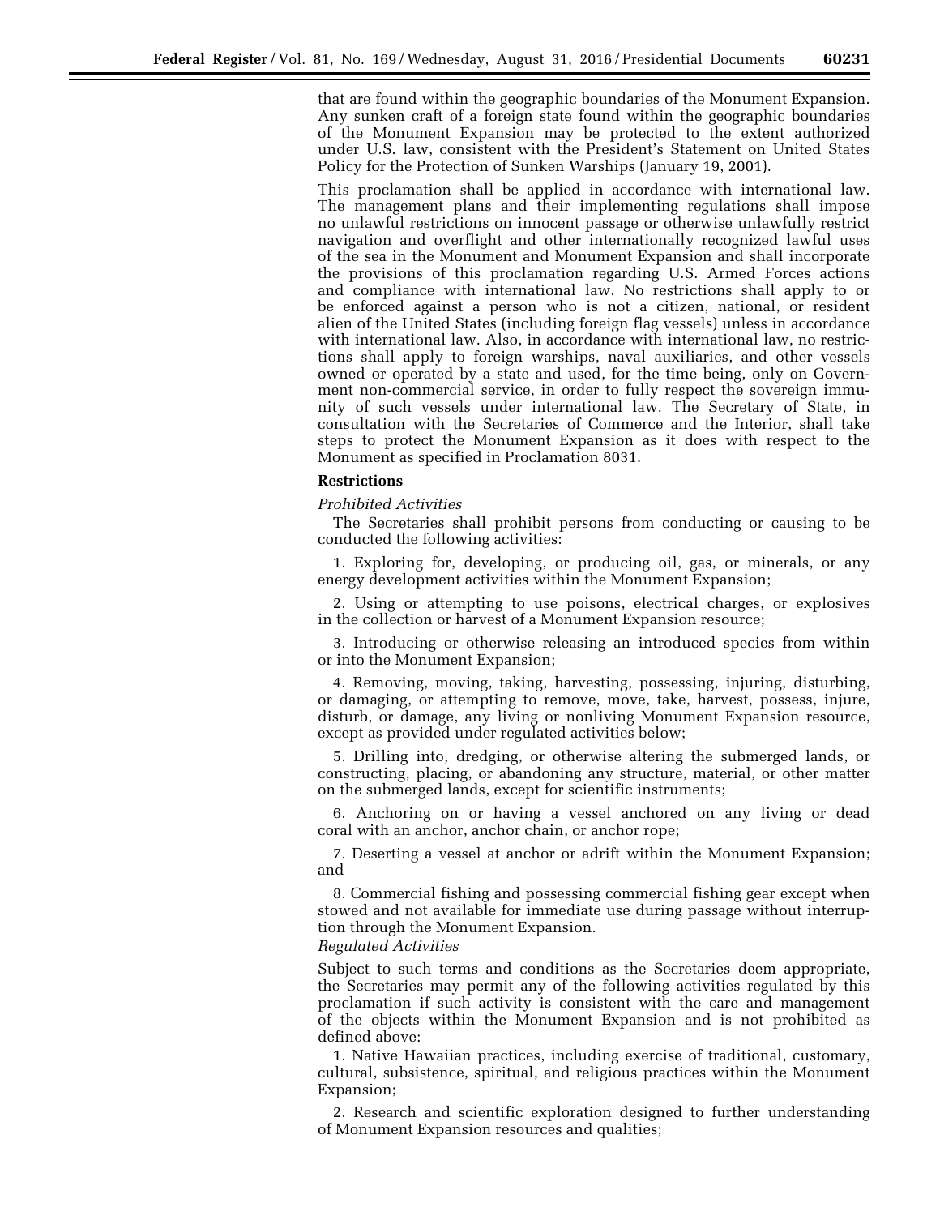that are found within the geographic boundaries of the Monument Expansion. Any sunken craft of a foreign state found within the geographic boundaries of the Monument Expansion may be protected to the extent authorized under U.S. law, consistent with the President's Statement on United States Policy for the Protection of Sunken Warships (January 19, 2001).

This proclamation shall be applied in accordance with international law. The management plans and their implementing regulations shall impose no unlawful restrictions on innocent passage or otherwise unlawfully restrict navigation and overflight and other internationally recognized lawful uses of the sea in the Monument and Monument Expansion and shall incorporate the provisions of this proclamation regarding U.S. Armed Forces actions and compliance with international law. No restrictions shall apply to or be enforced against a person who is not a citizen, national, or resident alien of the United States (including foreign flag vessels) unless in accordance with international law. Also, in accordance with international law, no restrictions shall apply to foreign warships, naval auxiliaries, and other vessels owned or operated by a state and used, for the time being, only on Government non-commercial service, in order to fully respect the sovereign immunity of such vessels under international law. The Secretary of State, in consultation with the Secretaries of Commerce and the Interior, shall take steps to protect the Monument Expansion as it does with respect to the Monument as specified in Proclamation 8031.

**Restrictions**

*Prohibited Activities*

The Secretaries shall prohibit persons from conducting or causing to be conducted the following activities:

1. Exploring for, developing, or producing oil, gas, or minerals, or any energy development activities within the Monument Expansion;

2. Using or attempting to use poisons, electrical charges, or explosives in the collection or harvest of a Monument Expansion resource;

3. Introducing or otherwise releasing an introduced species from within or into the Monument Expansion;

4. Removing, moving, taking, harvesting, possessing, injuring, disturbing, or damaging, or attempting to remove, move, take, harvest, possess, injure, disturb, or damage, any living or nonliving Monument Expansion resource, except as provided under regulated activities below;

5. Drilling into, dredging, or otherwise altering the submerged lands, or constructing, placing, or abandoning any structure, material, or other matter on the submerged lands, except for scientific instruments;

6. Anchoring on or having a vessel anchored on any living or dead coral with an anchor, anchor chain, or anchor rope;

7. Deserting a vessel at anchor or adrift within the Monument Expansion; and

8. Commercial fishing and possessing commercial fishing gear except when stowed and not available for immediate use during passage without interruption through the Monument Expansion.

*Regulated Activities*

Subject to such terms and conditions as the Secretaries deem appropriate, the Secretaries may permit any of the following activities regulated by this proclamation if such activity is consistent with the care and management of the objects within the Monument Expansion and is not prohibited as defined above:

1. Native Hawaiian practices, including exercise of traditional, customary, cultural, subsistence, spiritual, and religious practices within the Monument Expansion;

2. Research and scientific exploration designed to further understanding of Monument Expansion resources and qualities;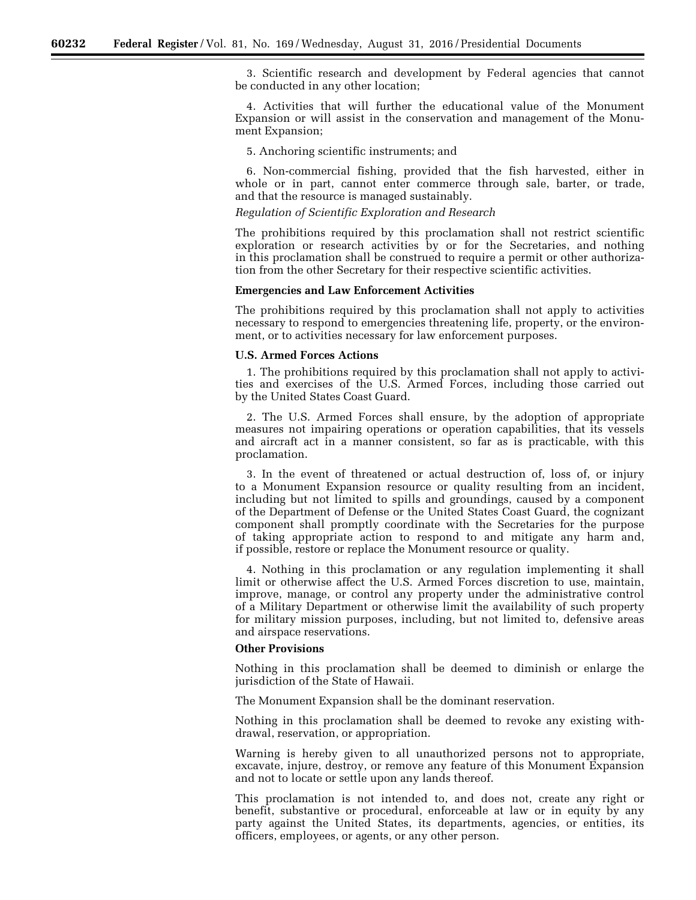3. Scientific research and development by Federal agencies that cannot be conducted in any other location;

4. Activities that will further the educational value of the Monument Expansion or will assist in the conservation and management of the Monument Expansion;

5. Anchoring scientific instruments; and

6. Non-commercial fishing, provided that the fish harvested, either in whole or in part, cannot enter commerce through sale, barter, or trade, and that the resource is managed sustainably.

*Regulation of Scientific Exploration and Research*

The prohibitions required by this proclamation shall not restrict scientific exploration or research activities by or for the Secretaries, and nothing in this proclamation shall be construed to require a permit or other authorization from the other Secretary for their respective scientific activities.

**Emergencies and Law Enforcement Activities**

The prohibitions required by this proclamation shall not apply to activities necessary to respond to emergencies threatening life, property, or the environment, or to activities necessary for law enforcement purposes.

**U.S. Armed Forces Actions**

1. The prohibitions required by this proclamation shall not apply to activities and exercises of the U.S. Armed Forces, including those carried out by the United States Coast Guard.

2. The U.S. Armed Forces shall ensure, by the adoption of appropriate measures not impairing operations or operation capabilities, that its vessels and aircraft act in a manner consistent, so far as is practicable, with this proclamation.

3. In the event of threatened or actual destruction of, loss of, or injury to a Monument Expansion resource or quality resulting from an incident, including but not limited to spills and groundings, caused by a component of the Department of Defense or the United States Coast Guard, the cognizant component shall promptly coordinate with the Secretaries for the purpose of taking appropriate action to respond to and mitigate any harm and, if possible, restore or replace the Monument resource or quality.

4. Nothing in this proclamation or any regulation implementing it shall limit or otherwise affect the U.S. Armed Forces discretion to use, maintain, improve, manage, or control any property under the administrative control of a Military Department or otherwise limit the availability of such property for military mission purposes, including, but not limited to, defensive areas and airspace reservations.

**Other Provisions**

Nothing in this proclamation shall be deemed to diminish or enlarge the jurisdiction of the State of Hawaii.

The Monument Expansion shall be the dominant reservation.

Nothing in this proclamation shall be deemed to revoke any existing withdrawal, reservation, or appropriation.

Warning is hereby given to all unauthorized persons not to appropriate, excavate, injure, destroy, or remove any feature of this Monument Expansion and not to locate or settle upon any lands thereof.

This proclamation is not intended to, and does not, create any right or benefit, substantive or procedural, enforceable at law or in equity by any party against the United States, its departments, agencies, or entities, its officers, employees, or agents, or any other person.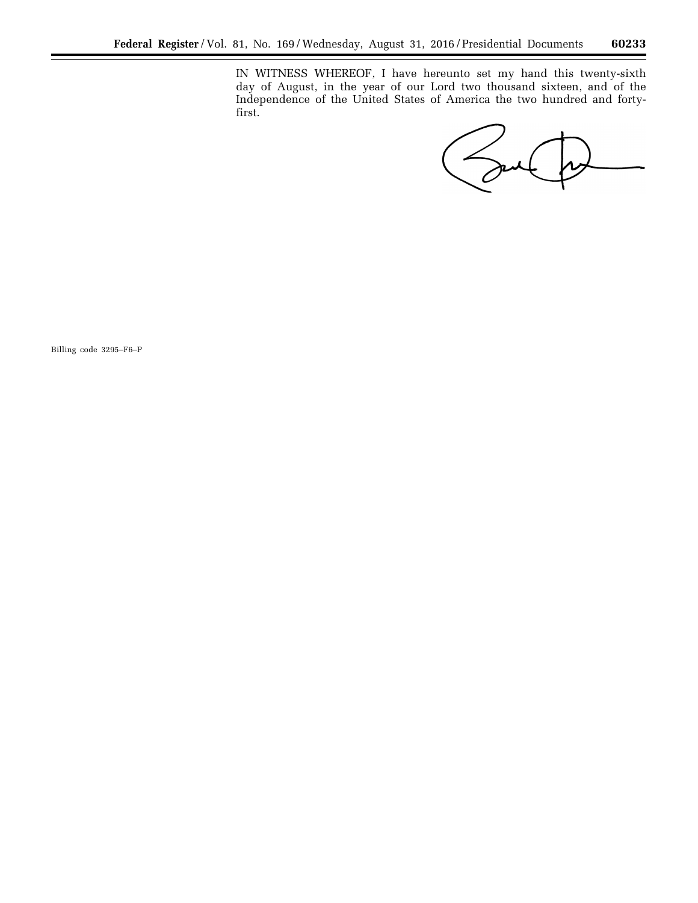IN WITNESS WHEREOF, I have hereunto set my hand this twenty-sixth day of August, in the year of our Lord two thousand sixteen, and of the Independence of the United States of America the two hundred and forty-first.

Billing code 3295–F6–P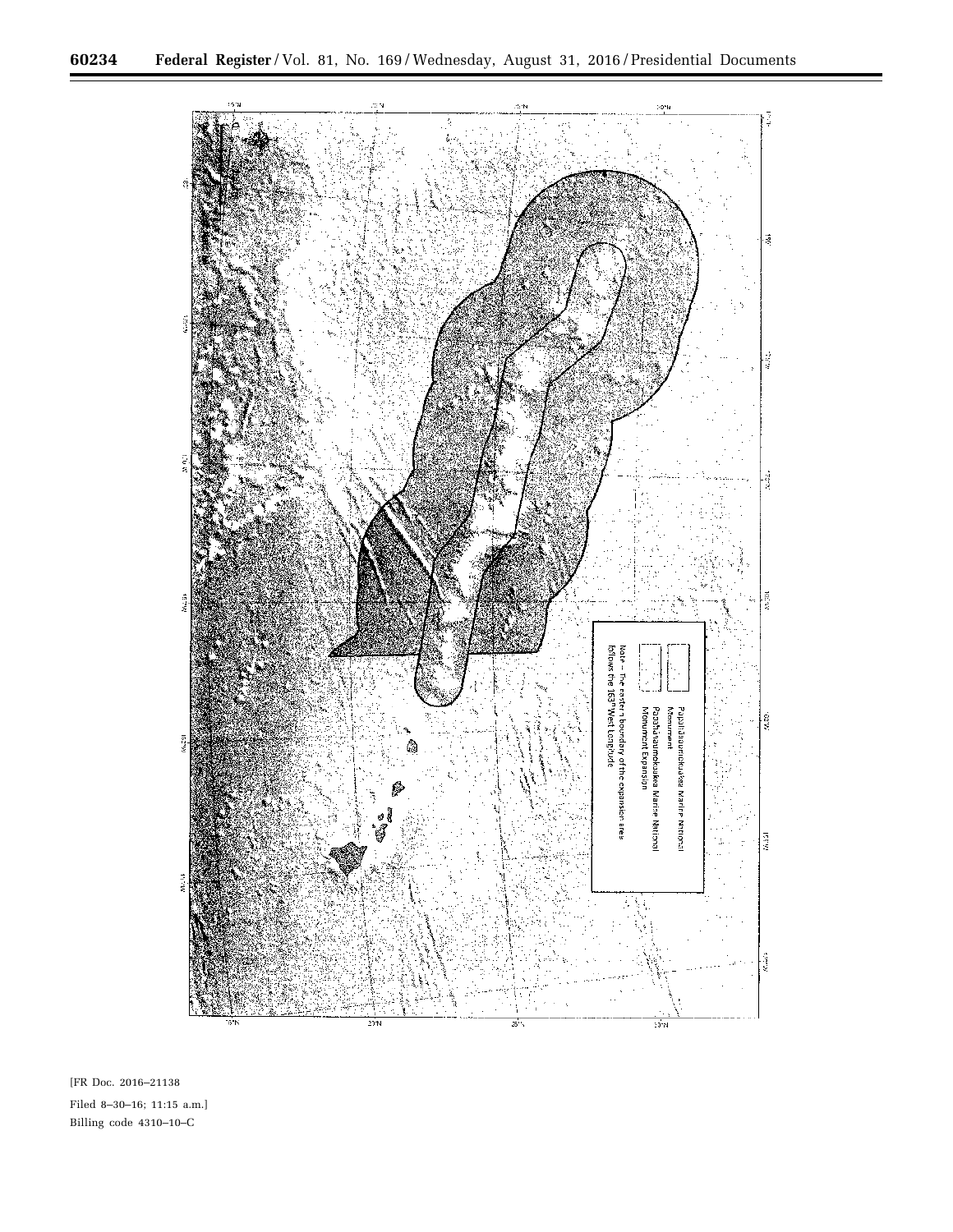Papahānaumokuākea Marine National Monument

Papahānaumokuākea Marine National Monument Expansion

Note – The eastern boundary of the expansion area follows the 163° West Longitude

[FR Doc. 2016–21138

Filed 8–30–16; 11:15 a.m.]

Billing code 4310–10–C